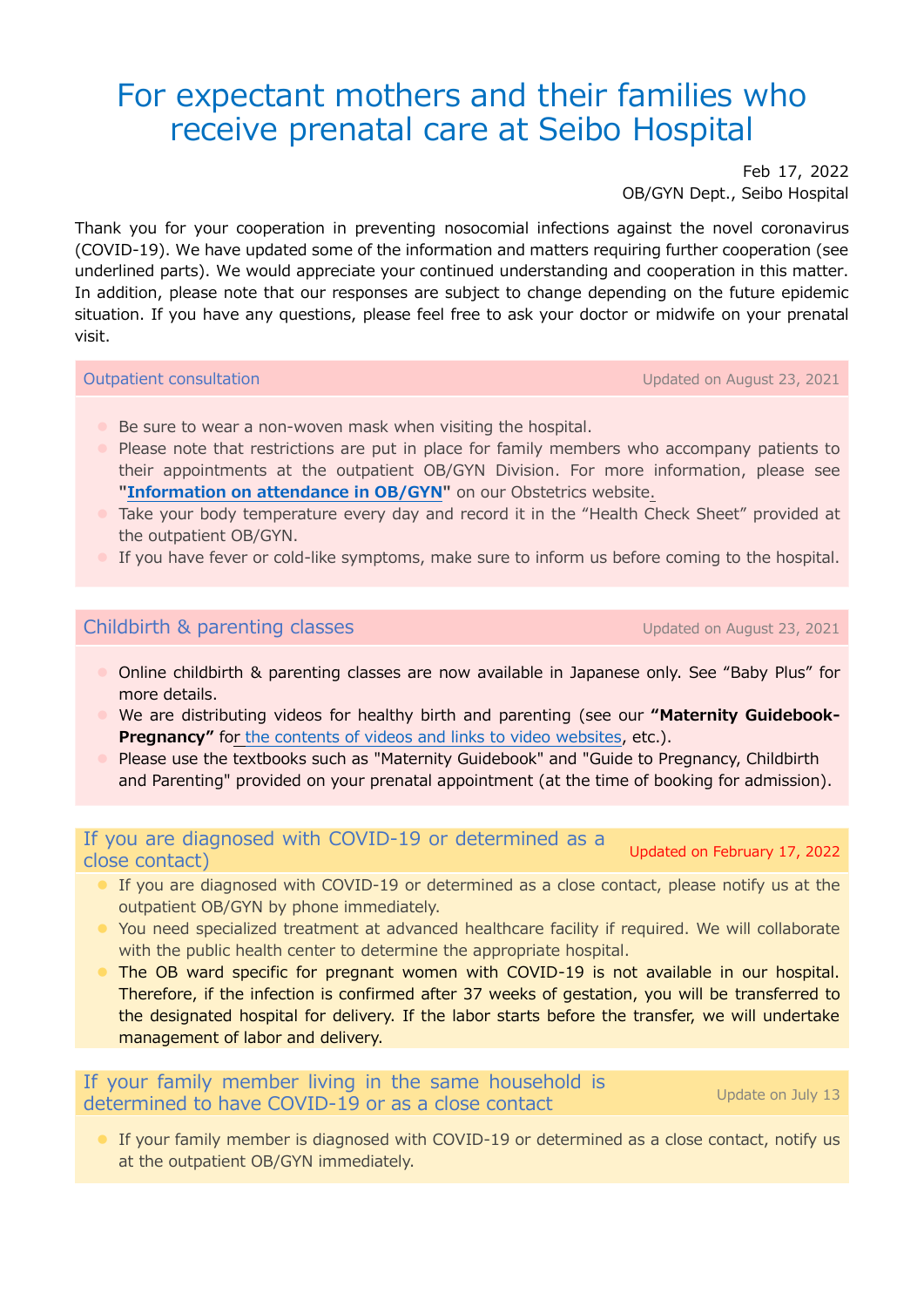# For expectant mothers and their families who receive prenatal care at Seibo Hospital

Feb 17, 2022
OB/GYN Dept., Seibo Hospital

Thank you for your cooperation in preventing nosocomial infections against the novel coronavirus (COVID-19). We have updated some of the information and matters requiring further cooperation (see underlined parts). We would appreciate your continued understanding and cooperation in this matter. In addition, please note that our responses are subject to change depending on the future epidemic situation. If you have any questions, please feel free to ask your doctor or midwife on your prenatal visit.

## Outpatient consultation

Updated on August 23, 2021

- Be sure to wear a non-woven mask when visiting the hospital.
- Please note that restrictions are put in place for family members who accompany patients to their appointments at the outpatient OB/GYN Division. For more information, please see **"Information on attendance in OB/GYN"** on our Obstetrics website.
- Take your body temperature every day and record it in the “Health Check Sheet” provided at the outpatient OB/GYN.
- If you have fever or cold-like symptoms, make sure to inform us before coming to the hospital.

## Childbirth & parenting classes

Updated on August 23, 2021

- Online childbirth & parenting classes are now available in Japanese only. See “Baby Plus” for more details.
- We are distributing videos for healthy birth and parenting (see our **“Maternity Guidebook-Pregnancy”** for the contents of videos and links to video websites, etc.).
- Please use the textbooks such as "Maternity Guidebook" and "Guide to Pregnancy, Childbirth and Parenting" provided on your prenatal appointment (at the time of booking for admission).

## If you are diagnosed with COVID-19 or determined as a close contact)

Updated on February 17, 2022

- If you are diagnosed with COVID-19 or determined as a close contact, please notify us at the outpatient OB/GYN by phone immediately.
- You need specialized treatment at advanced healthcare facility if required. We will collaborate with the public health center to determine the appropriate hospital.
- The OB ward specific for pregnant women with COVID-19 is not available in our hospital. Therefore, if the infection is confirmed after 37 weeks of gestation, you will be transferred to the designated hospital for delivery. If the labor starts before the transfer, we will undertake management of labor and delivery.

## If your family member living in the same household is determined to have COVID-19 or as a close contact

Update on July 13

- If your family member is diagnosed with COVID-19 or determined as a close contact, notify us at the outpatient OB/GYN immediately.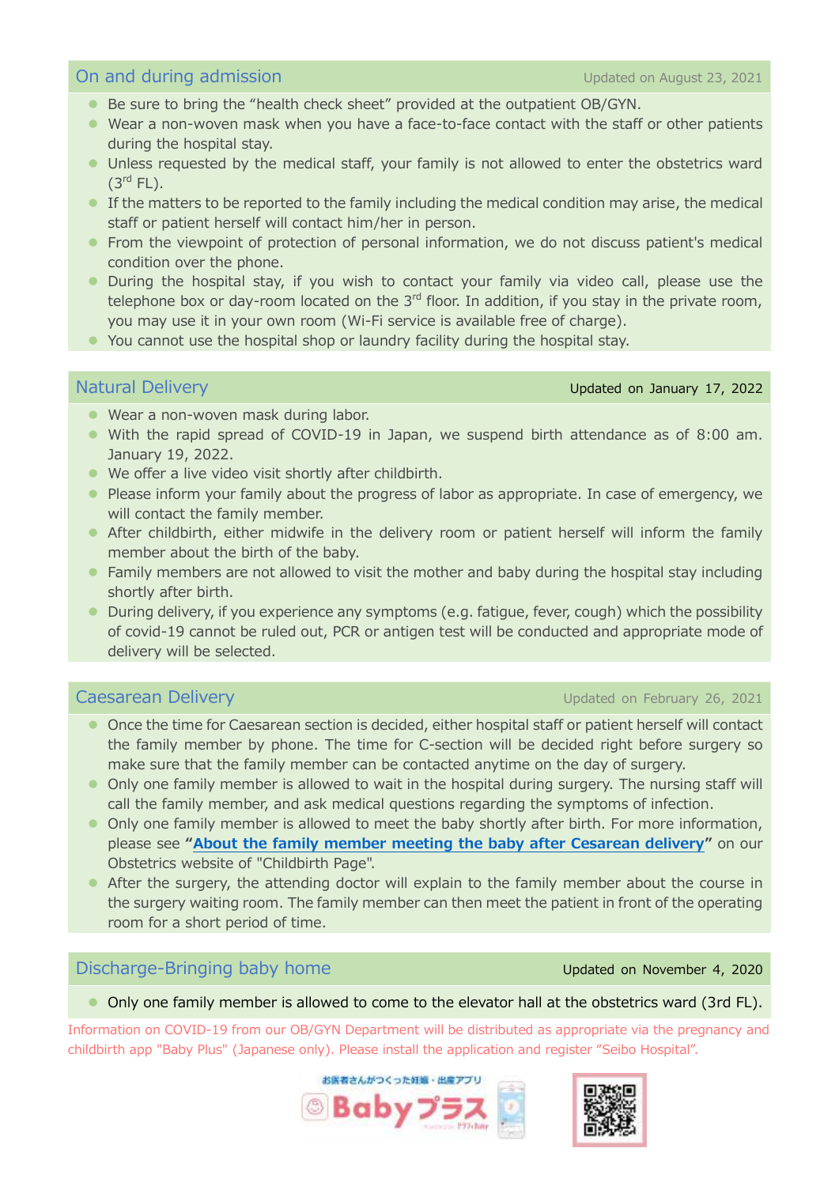## On and during admission

Updated on August 23, 2021

- Be sure to bring the "health check sheet" provided at the outpatient OB/GYN.
- Wear a non-woven mask when you have a face-to-face contact with the staff or other patients during the hospital stay.
- Unless requested by the medical staff, your family is not allowed to enter the obstetrics ward (3rd FL).
- If the matters to be reported to the family including the medical condition may arise, the medical staff or patient herself will contact him/her in person.
- From the viewpoint of protection of personal information, we do not discuss patient's medical condition over the phone.
- During the hospital stay, if you wish to contact your family via video call, please use the telephone box or day-room located on the 3rd floor. In addition, if you stay in the private room, you may use it in your own room (Wi-Fi service is available free of charge).
- You cannot use the hospital shop or laundry facility during the hospital stay.

## Natural Delivery

Updated on January 17, 2022

- Wear a non-woven mask during labor.
- With the rapid spread of COVID-19 in Japan, we suspend birth attendance as of 8:00 am. January 19, 2022.
- We offer a live video visit shortly after childbirth.
- Please inform your family about the progress of labor as appropriate. In case of emergency, we will contact the family member.
- After childbirth, either midwife in the delivery room or patient herself will inform the family member about the birth of the baby.
- Family members are not allowed to visit the mother and baby during the hospital stay including shortly after birth.
- During delivery, if you experience any symptoms (e.g. fatigue, fever, cough) which the possibility of covid-19 cannot be ruled out, PCR or antigen test will be conducted and appropriate mode of delivery will be selected.

## Caesarean Delivery

Updated on February 26, 2021

- Once the time for Caesarean section is decided, either hospital staff or patient herself will contact the family member by phone. The time for C-section will be decided right before surgery so make sure that the family member can be contacted anytime on the day of surgery.
- Only one family member is allowed to wait in the hospital during surgery. The nursing staff will call the family member, and ask medical questions regarding the symptoms of infection.
- Only one family member is allowed to meet the baby shortly after birth. For more information, please see **"About the family member meeting the baby after Cesarean delivery"** on our Obstetrics website of "Childbirth Page".
- After the surgery, the attending doctor will explain to the family member about the course in the surgery waiting room. The family member can then meet the patient in front of the operating room for a short period of time.

## Discharge-Bringing baby home

Updated on November 4, 2020

- Only one family member is allowed to come to the elevator hall at the obstetrics ward (3rd FL).

Information on COVID-19 from our OB/GYN Department will be distributed as appropriate via the pregnancy and childbirth app "Baby Plus" (Japanese only). Please install the application and register "Seibo Hospital".

お医者さんがつくった妊娠・出産アプリ

Babyプラス